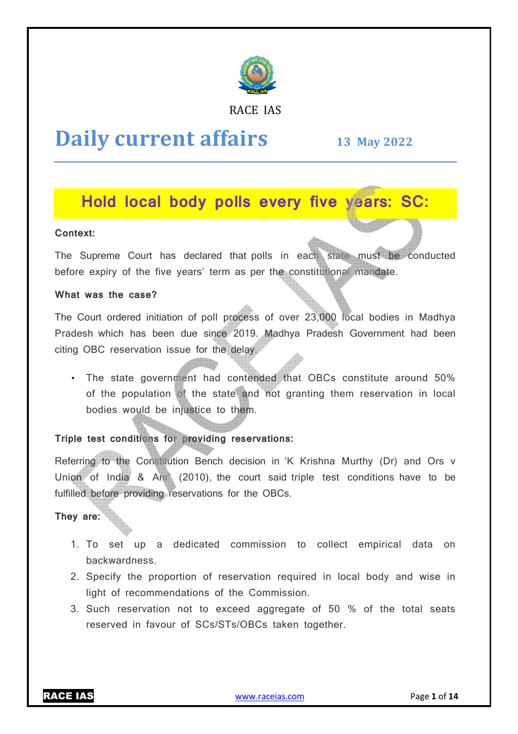RACE IAS

# Daily current affairs

**13 May 2022**

## Hold local body polls every five years: SC:

**Context:**

The Supreme Court has declared that polls in each state must be conducted before expiry of the five years' term as per the constitutional mandate.

**What was the case?**

The Court ordered initiation of poll process of over 23,000 local bodies in Madhya Pradesh which has been due since 2019. Madhya Pradesh Government had been citing OBC reservation issue for the delay.

- The state government had contended that OBCs constitute around 50% of the population of the state and not granting them reservation in local bodies would be injustice to them.

**Triple test conditions for providing reservations:**

Referring to the Constitution Bench decision in 'K Krishna Murthy (Dr) and Ors v Union of India & Anr' (2010), the court said triple test conditions have to be fulfilled before providing reservations for the OBCs.

**They are:**

1. To set up a dedicated commission to collect empirical data on backwardness.
2. Specify the proportion of reservation required in local body and wise in light of recommendations of the Commission.
3. Such reservation not to exceed aggregate of 50 % of the total seats reserved in favour of SCs/STs/OBCs taken together.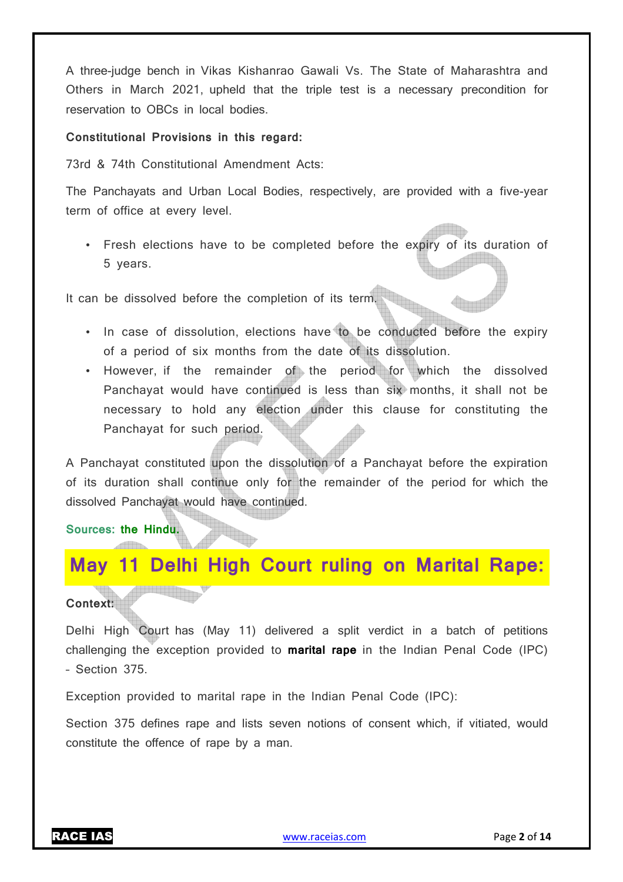A three-judge bench in Vikas Kishanrao Gawali Vs. The State of Maharashtra and Others in March 2021, upheld that the triple test is a necessary precondition for reservation to OBCs in local bodies.

**Constitutional Provisions in this regard:**

73rd & 74th Constitutional Amendment Acts:

The Panchayats and Urban Local Bodies, respectively, are provided with a five-year term of office at every level.

- Fresh elections have to be completed before the expiry of its duration of 5 years.

It can be dissolved before the completion of its term.

- In case of dissolution, elections have to be conducted before the expiry of a period of six months from the date of its dissolution.
- However, if the remainder of the period for which the dissolved Panchayat would have continued is less than six months, it shall not be necessary to hold any election under this clause for constituting the Panchayat for such period.

A Panchayat constituted upon the dissolution of a Panchayat before the expiration of its duration shall continue only for the remainder of the period for which the dissolved Panchayat would have continued.

**Sources: the Hindu.**

## May 11 Delhi High Court ruling on Marital Rape:

**Context:**

Delhi High Court has (May 11) delivered a split verdict in a batch of petitions challenging the exception provided to **marital rape** in the Indian Penal Code (IPC) - Section 375.

Exception provided to marital rape in the Indian Penal Code (IPC):

Section 375 defines rape and lists seven notions of consent which, if vitiated, would constitute the offence of rape by a man.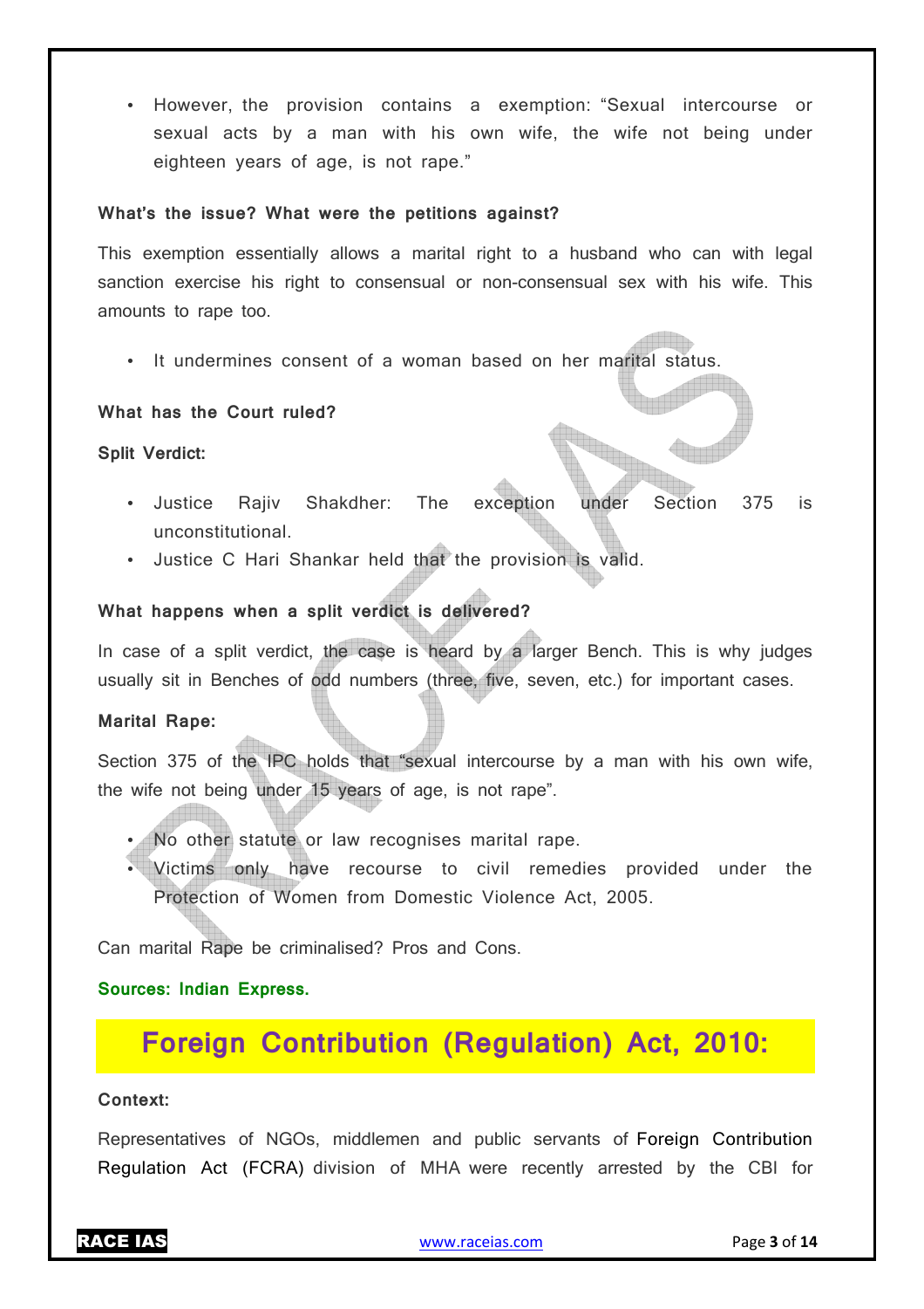- However, the provision contains a exemption: "Sexual intercourse or sexual acts by a man with his own wife, the wife not being under eighteen years of age, is not rape."

**What's the issue? What were the petitions against?**

This exemption essentially allows a marital right to a husband who can with legal sanction exercise his right to consensual or non-consensual sex with his wife. This amounts to rape too.

- It undermines consent of a woman based on her marital status.

**What has the Court ruled?**

**Split Verdict:**

- Justice Rajiv Shakdher: The exception under Section 375 is unconstitutional.
- Justice C Hari Shankar held that the provision is valid.

**What happens when a split verdict is delivered?**

In case of a split verdict, the case is heard by a larger Bench. This is why judges usually sit in Benches of odd numbers (three, five, seven, etc.) for important cases.

**Marital Rape:**

Section 375 of the IPC holds that "sexual intercourse by a man with his own wife, the wife not being under 15 years of age, is not rape".

- No other statute or law recognises marital rape.
- Victims only have recourse to civil remedies provided under the Protection of Women from Domestic Violence Act, 2005.

Can marital Rape be criminalised? Pros and Cons.

**Sources: Indian Express.**

# Foreign Contribution (Regulation) Act, 2010:

**Context:**

Representatives of NGOs, middlemen and public servants of Foreign Contribution Regulation Act (FCRA) division of MHA were recently arrested by the CBI for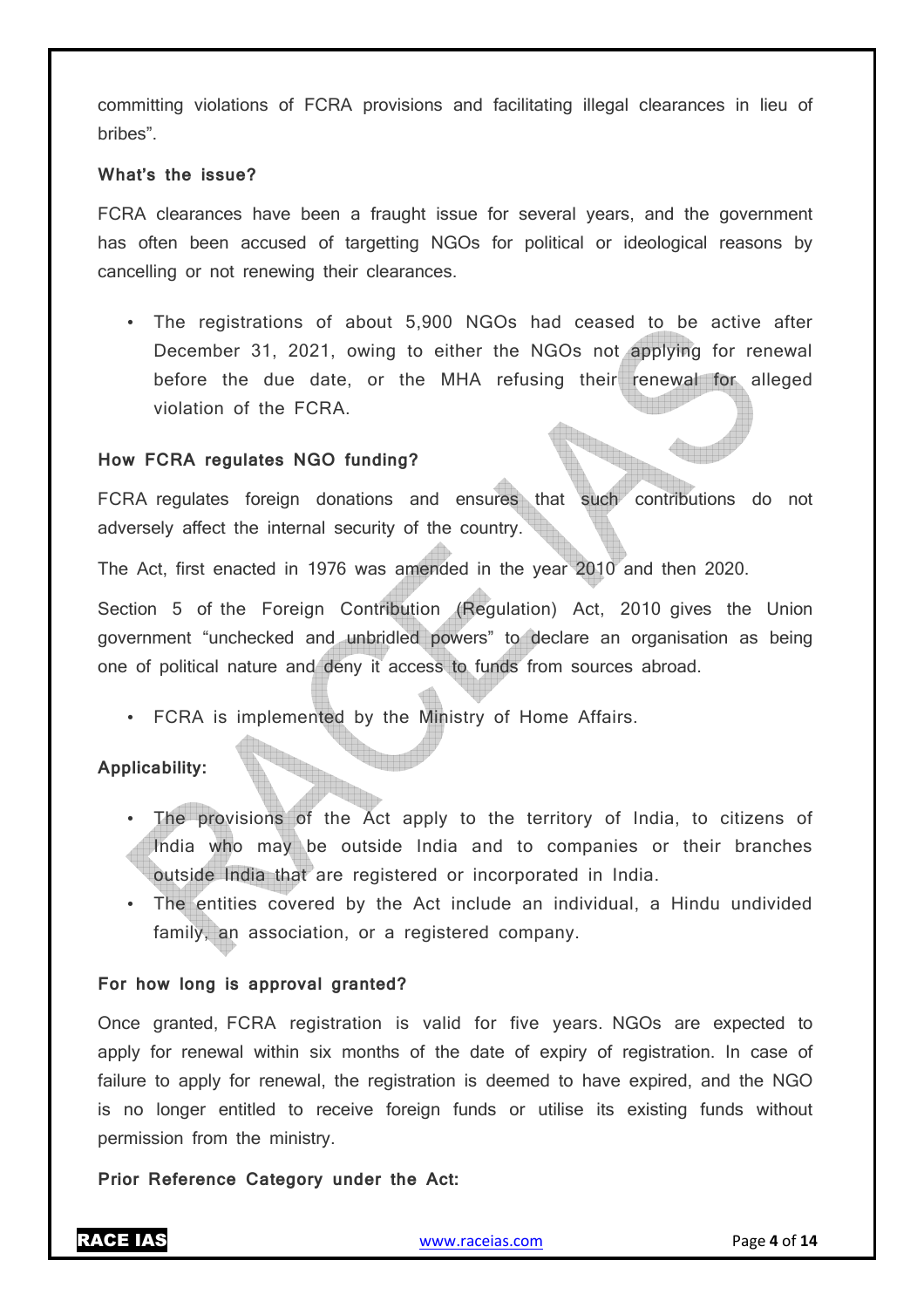committing violations of FCRA provisions and facilitating illegal clearances in lieu of bribes".

**What's the issue?**

FCRA clearances have been a fraught issue for several years, and the government has often been accused of targetting NGOs for political or ideological reasons by cancelling or not renewing their clearances.

- The registrations of about 5,900 NGOs had ceased to be active after December 31, 2021, owing to either the NGOs not applying for renewal before the due date, or the MHA refusing their renewal for alleged violation of the FCRA.

**How FCRA regulates NGO funding?**

FCRA regulates foreign donations and ensures that such contributions do not adversely affect the internal security of the country.

The Act, first enacted in 1976 was amended in the year 2010 and then 2020.

Section 5 of the Foreign Contribution (Regulation) Act, 2010 gives the Union government "unchecked and unbridled powers" to declare an organisation as being one of political nature and deny it access to funds from sources abroad.

- FCRA is implemented by the Ministry of Home Affairs.

**Applicability:**

- The provisions of the Act apply to the territory of India, to citizens of India who may be outside India and to companies or their branches outside India that are registered or incorporated in India.
- The entities covered by the Act include an individual, a Hindu undivided family, an association, or a registered company.

**For how long is approval granted?**

Once granted, FCRA registration is valid for five years. NGOs are expected to apply for renewal within six months of the date of expiry of registration. In case of failure to apply for renewal, the registration is deemed to have expired, and the NGO is no longer entitled to receive foreign funds or utilise its existing funds without permission from the ministry.

**Prior Reference Category under the Act:**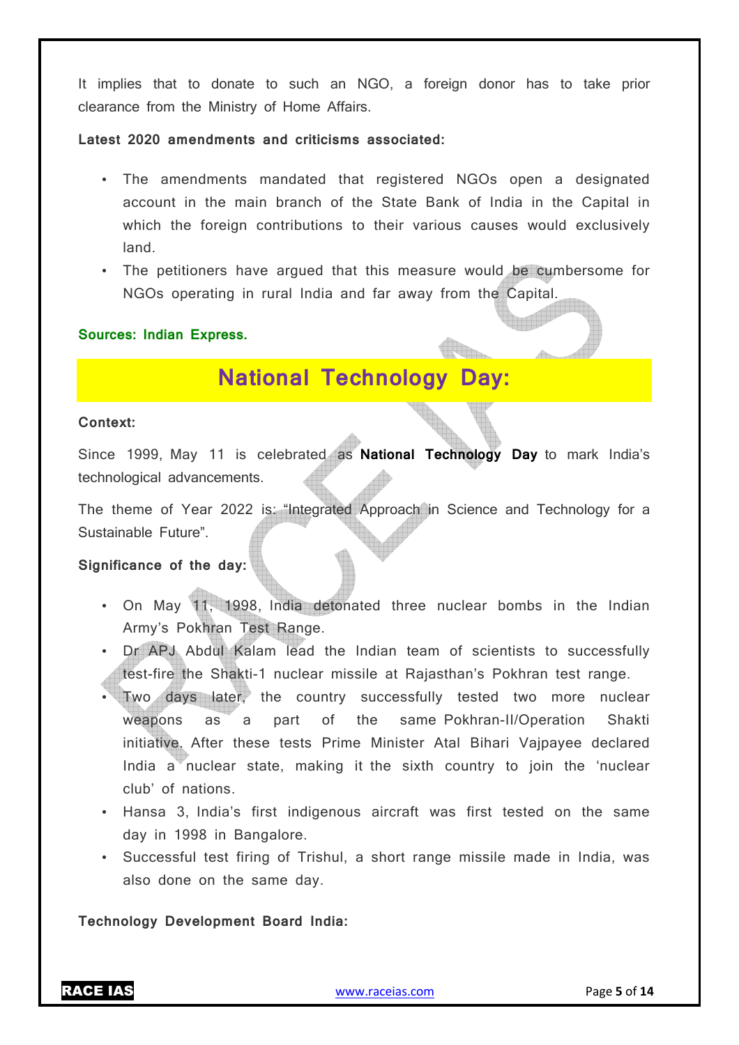It implies that to donate to such an NGO, a foreign donor has to take prior clearance from the Ministry of Home Affairs.

**Latest 2020 amendments and criticisms associated:**

- The amendments mandated that registered NGOs open a designated account in the main branch of the State Bank of India in the Capital in which the foreign contributions to their various causes would exclusively land.
- The petitioners have argued that this measure would be cumbersome for NGOs operating in rural India and far away from the Capital.

**Sources: Indian Express.**

## National Technology Day:

**Context:**

Since 1999, May 11 is celebrated as **National Technology Day** to mark India's technological advancements.

The theme of Year 2022 is: "Integrated Approach in Science and Technology for a Sustainable Future".

**Significance of the day:**

- On May 11, 1998, India detonated three nuclear bombs in the Indian Army's Pokhran Test Range.
- Dr APJ Abdul Kalam lead the Indian team of scientists to successfully test-fire the Shakti-1 nuclear missile at Rajasthan's Pokhran test range.
- Two days later, the country successfully tested two more nuclear weapons as a part of the same Pokhran-II/Operation Shakti initiative. After these tests Prime Minister Atal Bihari Vajpayee declared India a nuclear state, making it the sixth country to join the 'nuclear club' of nations.
- Hansa 3, India's first indigenous aircraft was first tested on the same day in 1998 in Bangalore.
- Successful test firing of Trishul, a short range missile made in India, was also done on the same day.

**Technology Development Board India:**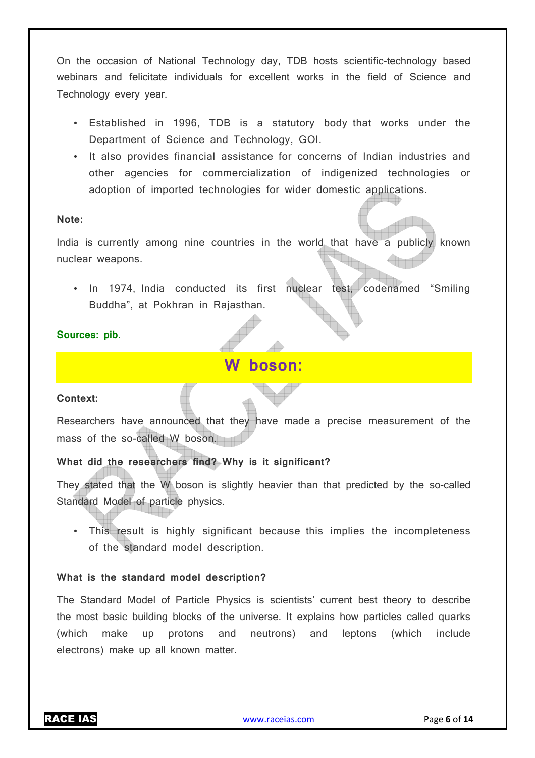On the occasion of National Technology day, TDB hosts scientific-technology based webinars and felicitate individuals for excellent works in the field of Science and Technology every year.

- Established in 1996, TDB is a statutory body that works under the Department of Science and Technology, GOI.
- It also provides financial assistance for concerns of Indian industries and other agencies for commercialization of indigenized technologies or adoption of imported technologies for wider domestic applications.

**Note:**

India is currently among nine countries in the world that have a publicly known nuclear weapons.

- In 1974, India conducted its first nuclear test, codenamed "Smiling Buddha", at Pokhran in Rajasthan.

**Sources: pib.**

## W boson:

**Context:**

Researchers have announced that they have made a precise measurement of the mass of the so-called W boson.

**What did the researchers find? Why is it significant?**

They stated that the W boson is slightly heavier than that predicted by the so-called Standard Model of particle physics.

- This result is highly significant because this implies the incompleteness of the standard model description.

**What is the standard model description?**

The Standard Model of Particle Physics is scientists' current best theory to describe the most basic building blocks of the universe. It explains how particles called quarks (which make up protons and neutrons) and leptons (which include electrons) make up all known matter.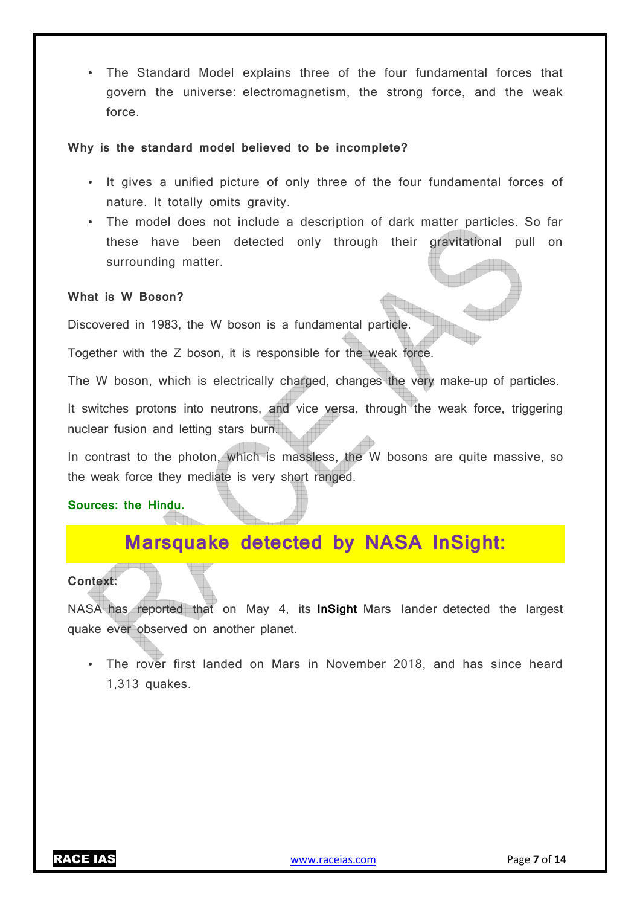- The Standard Model explains three of the four fundamental forces that govern the universe: electromagnetism, the strong force, and the weak force.

**Why is the standard model believed to be incomplete?**

- It gives a unified picture of only three of the four fundamental forces of nature. It totally omits gravity.
- The model does not include a description of dark matter particles. So far these have been detected only through their gravitational pull on surrounding matter.

**What is W Boson?**

Discovered in 1983, the W boson is a fundamental particle.

Together with the Z boson, it is responsible for the weak force.

The W boson, which is electrically charged, changes the very make-up of particles.

It switches protons into neutrons, and vice versa, through the weak force, triggering nuclear fusion and letting stars burn.

In contrast to the photon, which is massless, the W bosons are quite massive, so the weak force they mediate is very short ranged.

**Sources: the Hindu.**

## Marsquake detected by NASA InSight:

**Context:**

NASA has reported that on May 4, its **InSight** Mars lander detected the largest quake ever observed on another planet.

- The rover first landed on Mars in November 2018, and has since heard 1,313 quakes.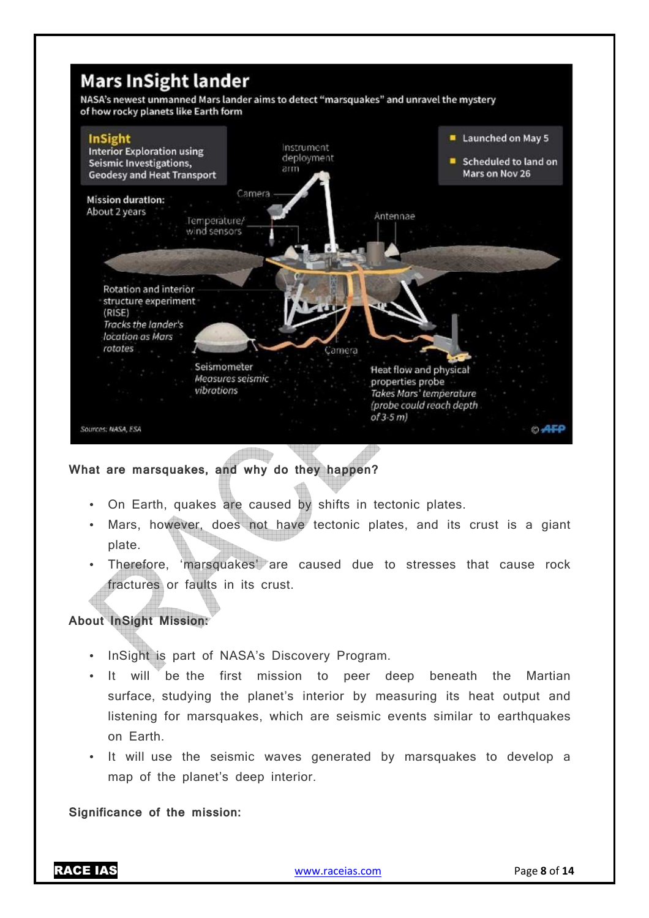## Mars InSight lander

NASA's newest unmanned Mars lander aims to detect "marsquakes" and unravel the mystery of how rocky planets like Earth form

**InSight**
Interior Exploration using Seismic Investigations, Geodesy and Heat Transport

- Launched on May 5
- Scheduled to land on Mars on Nov 26

**Mission duration:** About 2 years

Instrument deployment arm

Camera

Temperature/wind sensors

Antennae

Rotation and interior structure experiment (RISE)
*Tracks the lander's location as Mars rotates*

Seismometer
*Measures seismic vibrations*

Camera

Heat flow and physical properties probe
*Takes Mars' temperature (probe could reach depth of 3-5 m)*

Sources: NASA, ESA © AFP

**What are marsquakes, and why do they happen?**

- On Earth, quakes are caused by shifts in tectonic plates.
- Mars, however, does not have tectonic plates, and its crust is a giant plate.
- Therefore, 'marsquakes' are caused due to stresses that cause rock fractures or faults in its crust.

**About InSight Mission:**

- InSight is part of NASA's Discovery Program.
- It will be the first mission to peer deep beneath the Martian surface, studying the planet's interior by measuring its heat output and listening for marsquakes, which are seismic events similar to earthquakes on Earth.
- It will use the seismic waves generated by marsquakes to develop a map of the planet's deep interior.

**Significance of the mission:**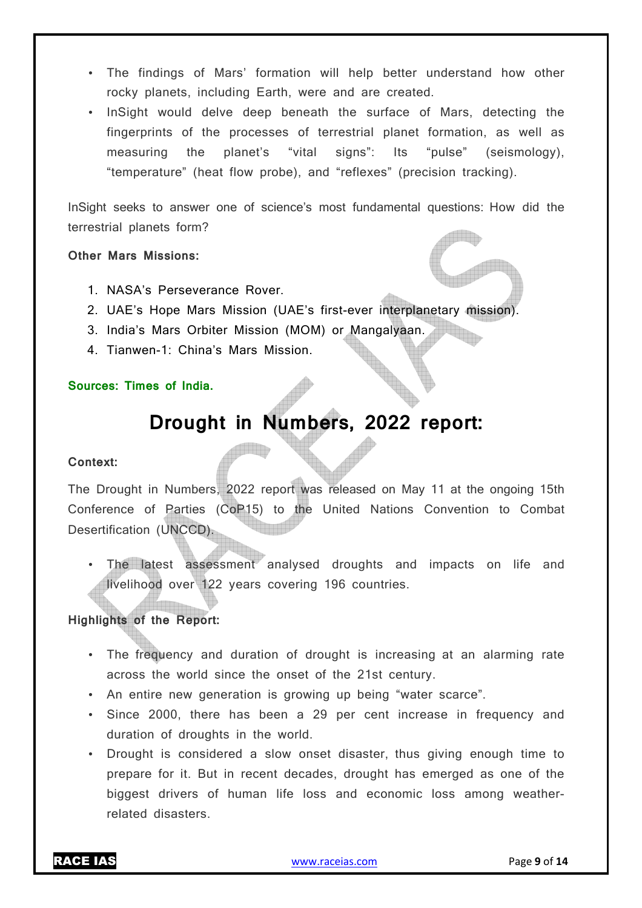- The findings of Mars' formation will help better understand how other rocky planets, including Earth, were and are created.
- InSight would delve deep beneath the surface of Mars, detecting the fingerprints of the processes of terrestrial planet formation, as well as measuring the planet's "vital signs": Its "pulse" (seismology), "temperature" (heat flow probe), and "reflexes" (precision tracking).

InSight seeks to answer one of science's most fundamental questions: How did the terrestrial planets form?

**Other Mars Missions:**

1. NASA's Perseverance Rover.
2. UAE's Hope Mars Mission (UAE's first-ever interplanetary mission).
3. India's Mars Orbiter Mission (MOM) or Mangalyaan.
4. Tianwen-1: China's Mars Mission.

**Sources: Times of India.**

# Drought in Numbers, 2022 report:

**Context:**

The Drought in Numbers, 2022 report was released on May 11 at the ongoing 15th Conference of Parties (CoP15) to the United Nations Convention to Combat Desertification (UNCCD).

- The latest assessment analysed droughts and impacts on life and livelihood over 122 years covering 196 countries.

**Highlights of the Report:**

- The frequency and duration of drought is increasing at an alarming rate across the world since the onset of the 21st century.
- An entire new generation is growing up being "water scarce".
- Since 2000, there has been a 29 per cent increase in frequency and duration of droughts in the world.
- Drought is considered a slow onset disaster, thus giving enough time to prepare for it. But in recent decades, drought has emerged as one of the biggest drivers of human life loss and economic loss among weather-related disasters.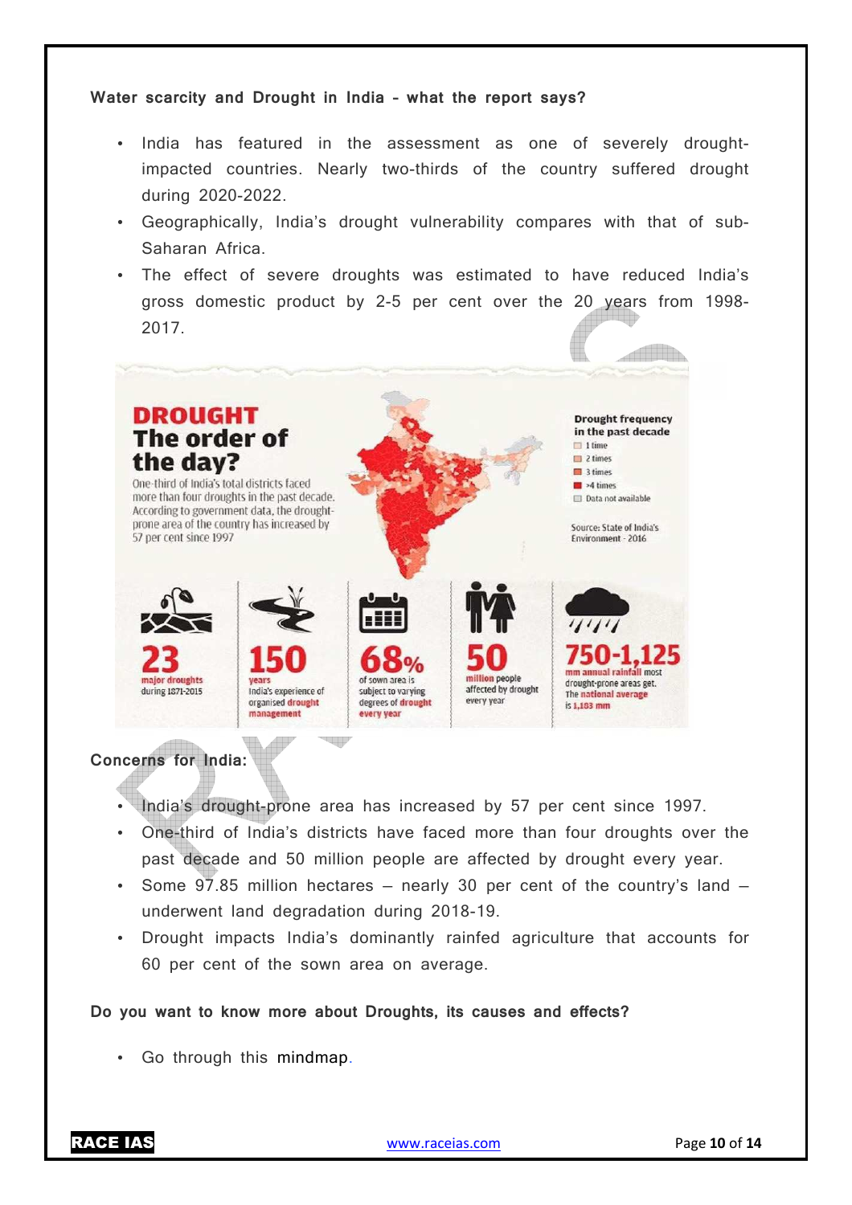**Water scarcity and Drought in India – what the report says?**

- India has featured in the assessment as one of severely drought-impacted countries. Nearly two-thirds of the country suffered drought during 2020-2022.
- Geographically, India's drought vulnerability compares with that of sub-Saharan Africa.
- The effect of severe droughts was estimated to have reduced India's gross domestic product by 2-5 per cent over the 20 years from 1998-2017.

**DROUGHT**
**The order of the day?**

One-third of India's total districts faced more than four droughts in the past decade. According to government data, the drought-prone area of the country has increased by 57 per cent since 1997

Drought frequency in the past decade
- 1 time
- 2 times
- 3 times
- >4 times
- Data not available

Source: State of India's Environment - 2016

- **23** major droughts during 1871-2015
- **150** years India's experience of organised drought management
- **68%** of sown area is subject to varying degrees of drought every year
- **50** million people affected by drought every year
- **750-1,125** mm annual rainfall most drought-prone areas get. The national average is 1,183 mm

**Concerns for India:**

- India's drought-prone area has increased by 57 per cent since 1997.
- One-third of India's districts have faced more than four droughts over the past decade and 50 million people are affected by drought every year.
- Some 97.85 million hectares – nearly 30 per cent of the country's land – underwent land degradation during 2018-19.
- Drought impacts India's dominantly rainfed agriculture that accounts for 60 per cent of the sown area on average.

**Do you want to know more about Droughts, its causes and effects?**

- Go through this mindmap.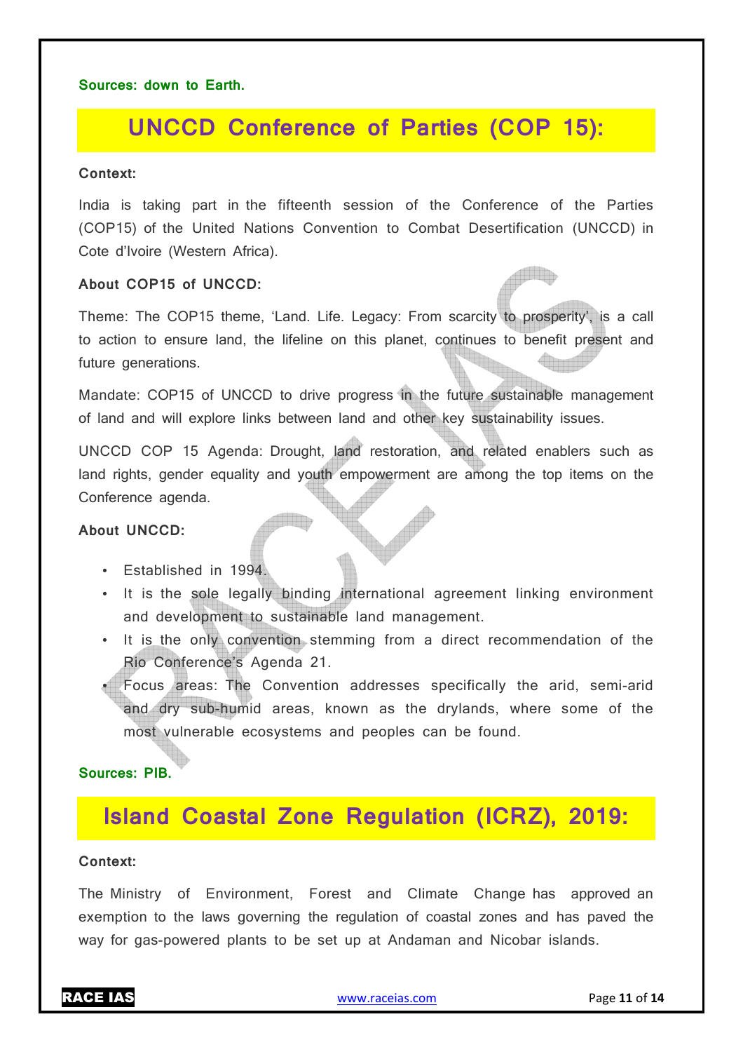**Sources: down to Earth.**

## UNCCD Conference of Parties (COP 15):

**Context:**

India is taking part in the fifteenth session of the Conference of the Parties (COP15) of the United Nations Convention to Combat Desertification (UNCCD) in Cote d'Ivoire (Western Africa).

**About COP15 of UNCCD:**

Theme: The COP15 theme, 'Land. Life. Legacy: From scarcity to prosperity', is a call to action to ensure land, the lifeline on this planet, continues to benefit present and future generations.

Mandate: COP15 of UNCCD to drive progress in the future sustainable management of land and will explore links between land and other key sustainability issues.

UNCCD COP 15 Agenda: Drought, land restoration, and related enablers such as land rights, gender equality and youth empowerment are among the top items on the Conference agenda.

**About UNCCD:**

- Established in 1994.
- It is the sole legally binding international agreement linking environment and development to sustainable land management.
- It is the only convention stemming from a direct recommendation of the Rio Conference's Agenda 21.
- Focus areas: The Convention addresses specifically the arid, semi-arid and dry sub-humid areas, known as the drylands, where some of the most vulnerable ecosystems and peoples can be found.

**Sources: PIB.**

## Island Coastal Zone Regulation (ICRZ), 2019:

**Context:**

The Ministry of Environment, Forest and Climate Change has approved an exemption to the laws governing the regulation of coastal zones and has paved the way for gas-powered plants to be set up at Andaman and Nicobar islands.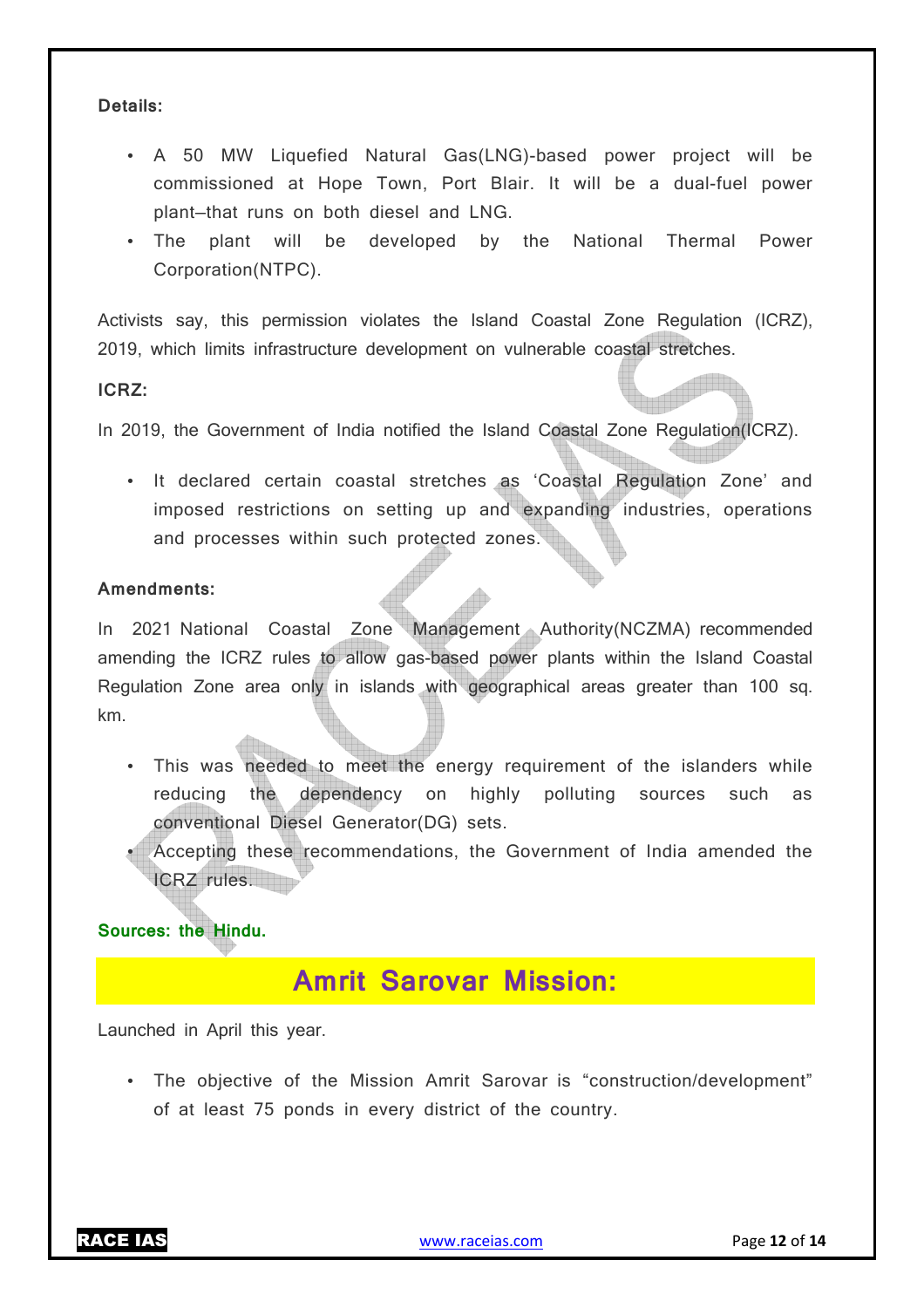**Details:**

- A 50 MW Liquefied Natural Gas(LNG)-based power project will be commissioned at Hope Town, Port Blair. It will be a dual-fuel power plant—that runs on both diesel and LNG.
- The plant will be developed by the National Thermal Power Corporation(NTPC).

Activists say, this permission violates the Island Coastal Zone Regulation (ICRZ), 2019, which limits infrastructure development on vulnerable coastal stretches.

**ICRZ:**

In 2019, the Government of India notified the Island Coastal Zone Regulation(ICRZ).

- It declared certain coastal stretches as 'Coastal Regulation Zone' and imposed restrictions on setting up and expanding industries, operations and processes within such protected zones.

**Amendments:**

In 2021 National Coastal Zone Management Authority(NCZMA) recommended amending the ICRZ rules to allow gas-based power plants within the Island Coastal Regulation Zone area only in islands with geographical areas greater than 100 sq. km.

- This was needed to meet the energy requirement of the islanders while reducing the dependency on highly polluting sources such as conventional Diesel Generator(DG) sets.
- Accepting these recommendations, the Government of India amended the ICRZ rules.

**Sources: the Hindu.**

## Amrit Sarovar Mission:

Launched in April this year.

- The objective of the Mission Amrit Sarovar is "construction/development" of at least 75 ponds in every district of the country.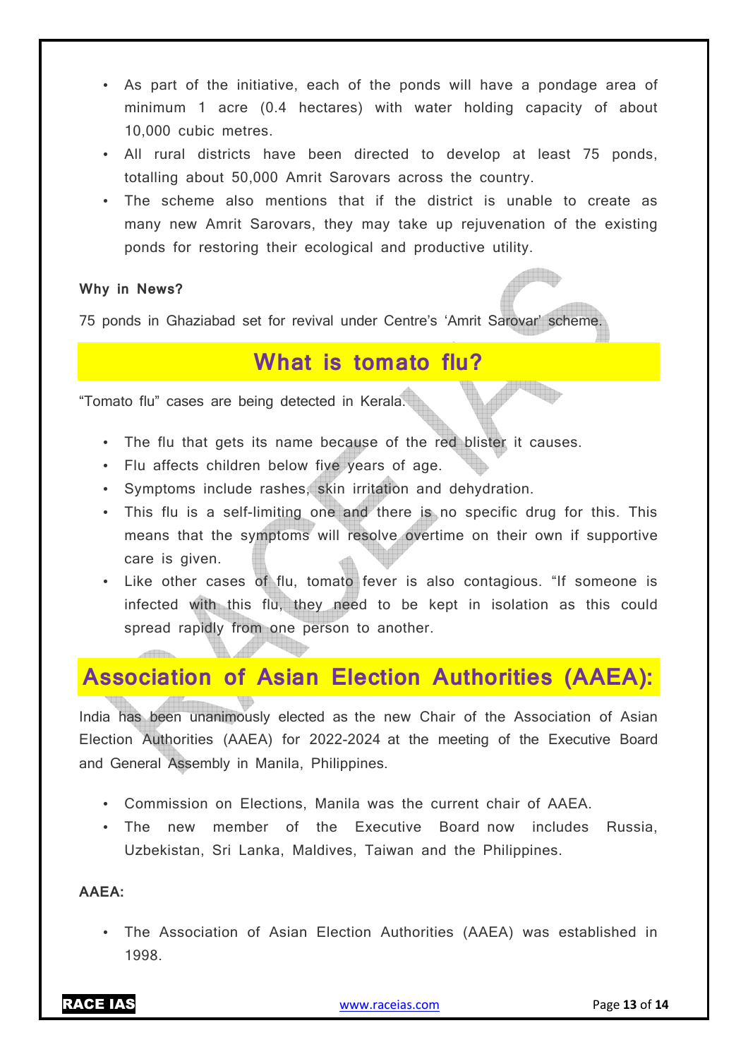- As part of the initiative, each of the ponds will have a pondage area of minimum 1 acre (0.4 hectares) with water holding capacity of about 10,000 cubic metres.
- All rural districts have been directed to develop at least 75 ponds, totalling about 50,000 Amrit Sarovars across the country.
- The scheme also mentions that if the district is unable to create as many new Amrit Sarovars, they may take up rejuvenation of the existing ponds for restoring their ecological and productive utility.

**Why in News?**

75 ponds in Ghaziabad set for revival under Centre's 'Amrit Sarovar' scheme.

## What is tomato flu?

"Tomato flu" cases are being detected in Kerala.

- The flu that gets its name because of the red blister it causes.
- Flu affects children below five years of age.
- Symptoms include rashes, skin irritation and dehydration.
- This flu is a self-limiting one and there is no specific drug for this. This means that the symptoms will resolve overtime on their own if supportive care is given.
- Like other cases of flu, tomato fever is also contagious. "If someone is infected with this flu, they need to be kept in isolation as this could spread rapidly from one person to another.

## Association of Asian Election Authorities (AAEA):

India has been unanimously elected as the new Chair of the Association of Asian Election Authorities (AAEA) for 2022-2024 at the meeting of the Executive Board and General Assembly in Manila, Philippines.

- Commission on Elections, Manila was the current chair of AAEA.
- The new member of the Executive Board now includes Russia, Uzbekistan, Sri Lanka, Maldives, Taiwan and the Philippines.

**AAEA:**

- The Association of Asian Election Authorities (AAEA) was established in 1998.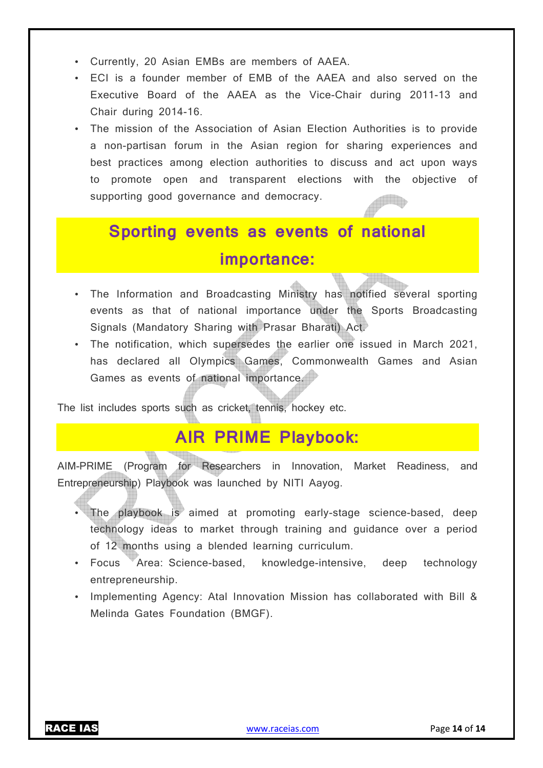- Currently, 20 Asian EMBs are members of AAEA.
- ECI is a founder member of EMB of the AAEA and also served on the Executive Board of the AAEA as the Vice-Chair during 2011-13 and Chair during 2014-16.
- The mission of the Association of Asian Election Authorities is to provide a non-partisan forum in the Asian region for sharing experiences and best practices among election authorities to discuss and act upon ways to promote open and transparent elections with the objective of supporting good governance and democracy.

## Sporting events as events of national importance:

- The Information and Broadcasting Ministry has notified several sporting events as that of national importance under the Sports Broadcasting Signals (Mandatory Sharing with Prasar Bharati) Act.
- The notification, which supersedes the earlier one issued in March 2021, has declared all Olympics Games, Commonwealth Games and Asian Games as events of national importance.

The list includes sports such as cricket, tennis, hockey etc.

## AIR PRIME Playbook:

AIM-PRIME (Program for Researchers in Innovation, Market Readiness, and Entrepreneurship) Playbook was launched by NITI Aayog.

- The playbook is aimed at promoting early-stage science-based, deep technology ideas to market through training and guidance over a period of 12 months using a blended learning curriculum.
- Focus Area: Science-based, knowledge-intensive, deep technology entrepreneurship.
- Implementing Agency: Atal Innovation Mission has collaborated with Bill & Melinda Gates Foundation (BMGF).